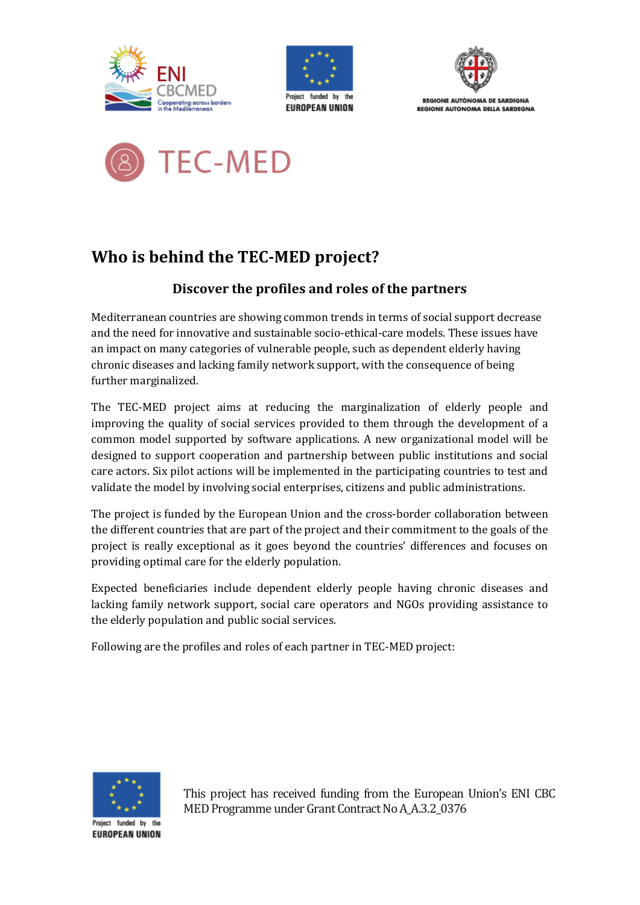# Who is behind the TEC-MED project?

## Discover the profiles and roles of the partners

Mediterranean countries are showing common trends in terms of social support decrease and the need for innovative and sustainable socio-ethical-care models. These issues have an impact on many categories of vulnerable people, such as dependent elderly having chronic diseases and lacking family network support, with the consequence of being further marginalized.

The TEC-MED project aims at reducing the marginalization of elderly people and improving the quality of social services provided to them through the development of a common model supported by software applications. A new organizational model will be designed to support cooperation and partnership between public institutions and social care actors. Six pilot actions will be implemented in the participating countries to test and validate the model by involving social enterprises, citizens and public administrations.

The project is funded by the European Union and the cross-border collaboration between the different countries that are part of the project and their commitment to the goals of the project is really exceptional as it goes beyond the countries' differences and focuses on providing optimal care for the elderly population.

Expected beneficiaries include dependent elderly people having chronic diseases and lacking family network support, social care operators and NGOs providing assistance to the elderly population and public social services.

Following are the profiles and roles of each partner in TEC-MED project:

This project has received funding from the European Union's ENI CBC MED Programme under Grant Contract No A_A.3.2_0376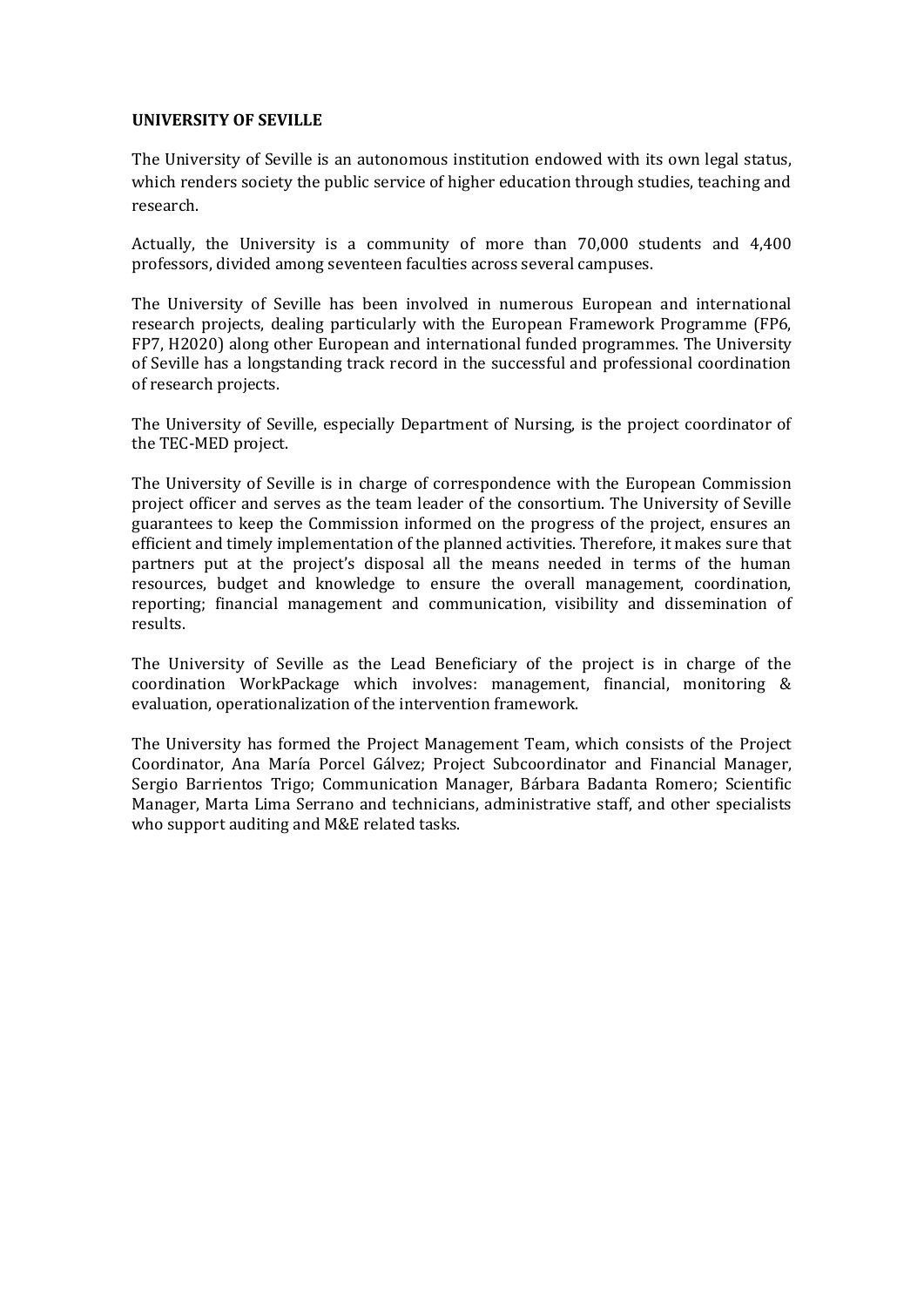**UNIVERSITY OF SEVILLE**

The University of Seville is an autonomous institution endowed with its own legal status, which renders society the public service of higher education through studies, teaching and research.

Actually, the University is a community of more than 70,000 students and 4,400 professors, divided among seventeen faculties across several campuses.

The University of Seville has been involved in numerous European and international research projects, dealing particularly with the European Framework Programme (FP6, FP7, H2020) along other European and international funded programmes. The University of Seville has a longstanding track record in the successful and professional coordination of research projects.

The University of Seville, especially Department of Nursing, is the project coordinator of the TEC-MED project.

The University of Seville is in charge of correspondence with the European Commission project officer and serves as the team leader of the consortium. The University of Seville guarantees to keep the Commission informed on the progress of the project, ensures an efficient and timely implementation of the planned activities. Therefore, it makes sure that partners put at the project's disposal all the means needed in terms of the human resources, budget and knowledge to ensure the overall management, coordination, reporting; financial management and communication, visibility and dissemination of results.

The University of Seville as the Lead Beneficiary of the project is in charge of the coordination WorkPackage which involves: management, financial, monitoring & evaluation, operationalization of the intervention framework.

The University has formed the Project Management Team, which consists of the Project Coordinator, Ana María Porcel Gálvez; Project Subcoordinator and Financial Manager, Sergio Barrientos Trigo; Communication Manager, Bárbara Badanta Romero; Scientific Manager, Marta Lima Serrano and technicians, administrative staff, and other specialists who support auditing and M&E related tasks.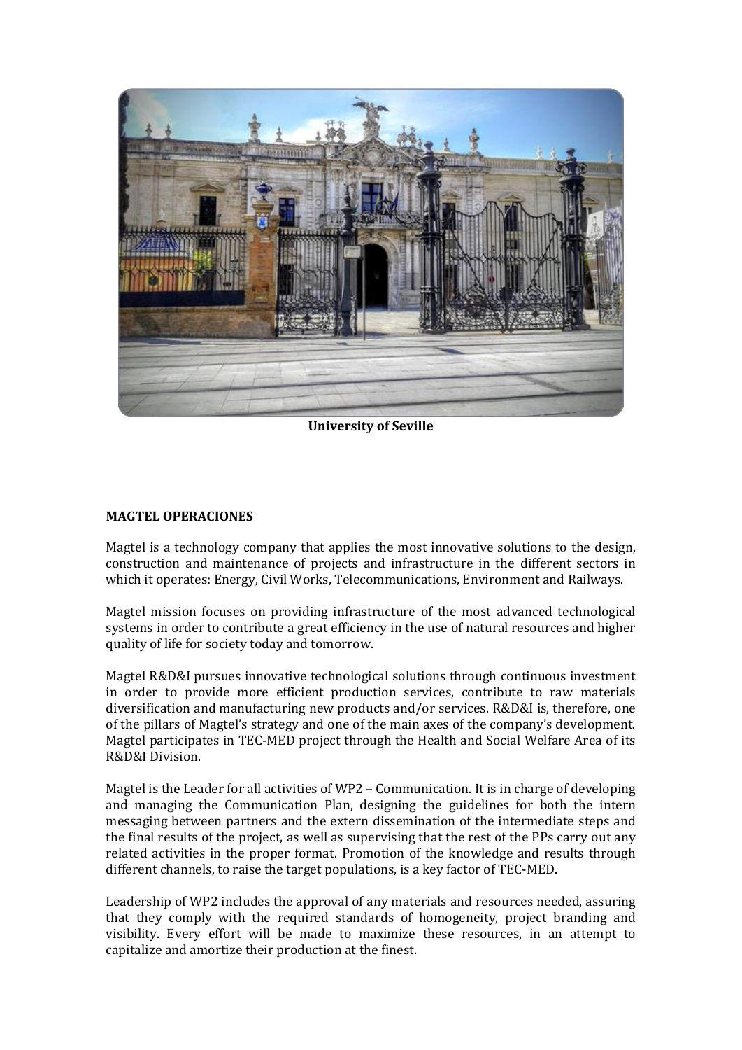**University of Seville**

**MAGTEL OPERACIONES**

Magtel is a technology company that applies the most innovative solutions to the design, construction and maintenance of projects and infrastructure in the different sectors in which it operates: Energy, Civil Works, Telecommunications, Environment and Railways.

Magtel mission focuses on providing infrastructure of the most advanced technological systems in order to contribute a great efficiency in the use of natural resources and higher quality of life for society today and tomorrow.

Magtel R&D&I pursues innovative technological solutions through continuous investment in order to provide more efficient production services, contribute to raw materials diversification and manufacturing new products and/or services. R&D&I is, therefore, one of the pillars of Magtel's strategy and one of the main axes of the company's development. Magtel participates in TEC-MED project through the Health and Social Welfare Area of its R&D&I Division.

Magtel is the Leader for all activities of WP2 – Communication. It is in charge of developing and managing the Communication Plan, designing the guidelines for both the intern messaging between partners and the extern dissemination of the intermediate steps and the final results of the project, as well as supervising that the rest of the PPs carry out any related activities in the proper format. Promotion of the knowledge and results through different channels, to raise the target populations, is a key factor of TEC-MED.

Leadership of WP2 includes the approval of any materials and resources needed, assuring that they comply with the required standards of homogeneity, project branding and visibility. Every effort will be made to maximize these resources, in an attempt to capitalize and amortize their production at the finest.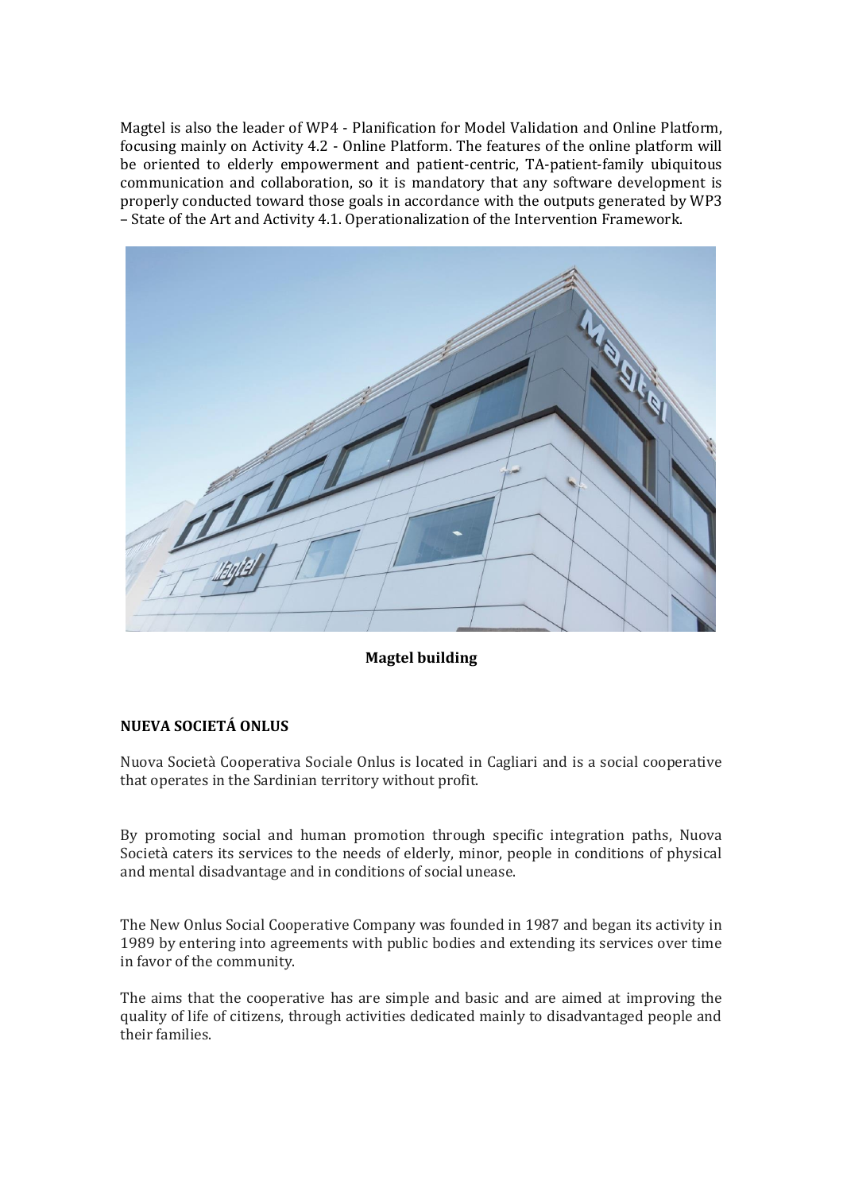Magtel is also the leader of WP4 - Planification for Model Validation and Online Platform, focusing mainly on Activity 4.2 - Online Platform. The features of the online platform will be oriented to elderly empowerment and patient-centric, TA-patient-family ubiquitous communication and collaboration, so it is mandatory that any software development is properly conducted toward those goals in accordance with the outputs generated by WP3 – State of the Art and Activity 4.1. Operationalization of the Intervention Framework.

**Magtel building**

**NUEVA SOCIETÁ ONLUS**

Nuova Società Cooperativa Sociale Onlus is located in Cagliari and is a social cooperative that operates in the Sardinian territory without profit.

By promoting social and human promotion through specific integration paths, Nuova Società caters its services to the needs of elderly, minor, people in conditions of physical and mental disadvantage and in conditions of social unease.

The New Onlus Social Cooperative Company was founded in 1987 and began its activity in 1989 by entering into agreements with public bodies and extending its services over time in favor of the community.

The aims that the cooperative has are simple and basic and are aimed at improving the quality of life of citizens, through activities dedicated mainly to disadvantaged people and their families.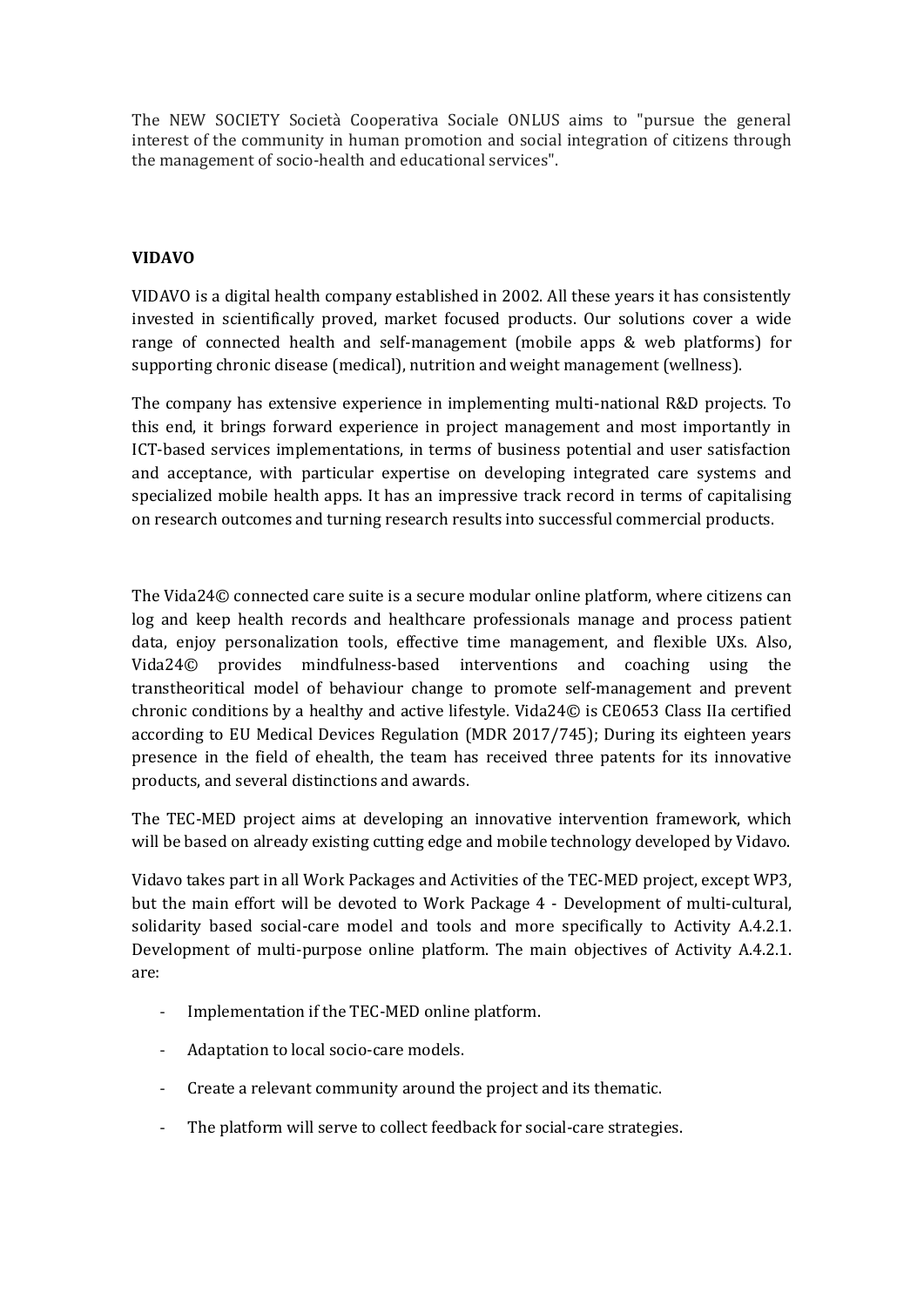The NEW SOCIETY Società Cooperativa Sociale ONLUS aims to "pursue the general interest of the community in human promotion and social integration of citizens through the management of socio-health and educational services".

**VIDAVO**

VIDAVO is a digital health company established in 2002. All these years it has consistently invested in scientifically proved, market focused products. Our solutions cover a wide range of connected health and self-management (mobile apps & web platforms) for supporting chronic disease (medical), nutrition and weight management (wellness).

The company has extensive experience in implementing multi-national R&D projects. To this end, it brings forward experience in project management and most importantly in ICT-based services implementations, in terms of business potential and user satisfaction and acceptance, with particular expertise on developing integrated care systems and specialized mobile health apps. It has an impressive track record in terms of capitalising on research outcomes and turning research results into successful commercial products.

The Vida24© connected care suite is a secure modular online platform, where citizens can log and keep health records and healthcare professionals manage and process patient data, enjoy personalization tools, effective time management, and flexible UXs. Also, Vida24© provides mindfulness-based interventions and coaching using the transtheoritical model of behaviour change to promote self-management and prevent chronic conditions by a healthy and active lifestyle. Vida24© is CE0653 Class IIa certified according to EU Medical Devices Regulation (MDR 2017/745); During its eighteen years presence in the field of ehealth, the team has received three patents for its innovative products, and several distinctions and awards.

The TEC-MED project aims at developing an innovative intervention framework, which will be based on already existing cutting edge and mobile technology developed by Vidavo.

Vidavo takes part in all Work Packages and Activities of the TEC-MED project, except WP3, but the main effort will be devoted to Work Package 4 - Development of multi-cultural, solidarity based social-care model and tools and more specifically to Activity A.4.2.1. Development of multi-purpose online platform. The main objectives of Activity A.4.2.1. are:

- Implementation if the TEC-MED online platform.
- Adaptation to local socio-care models.
- Create a relevant community around the project and its thematic.
- The platform will serve to collect feedback for social-care strategies.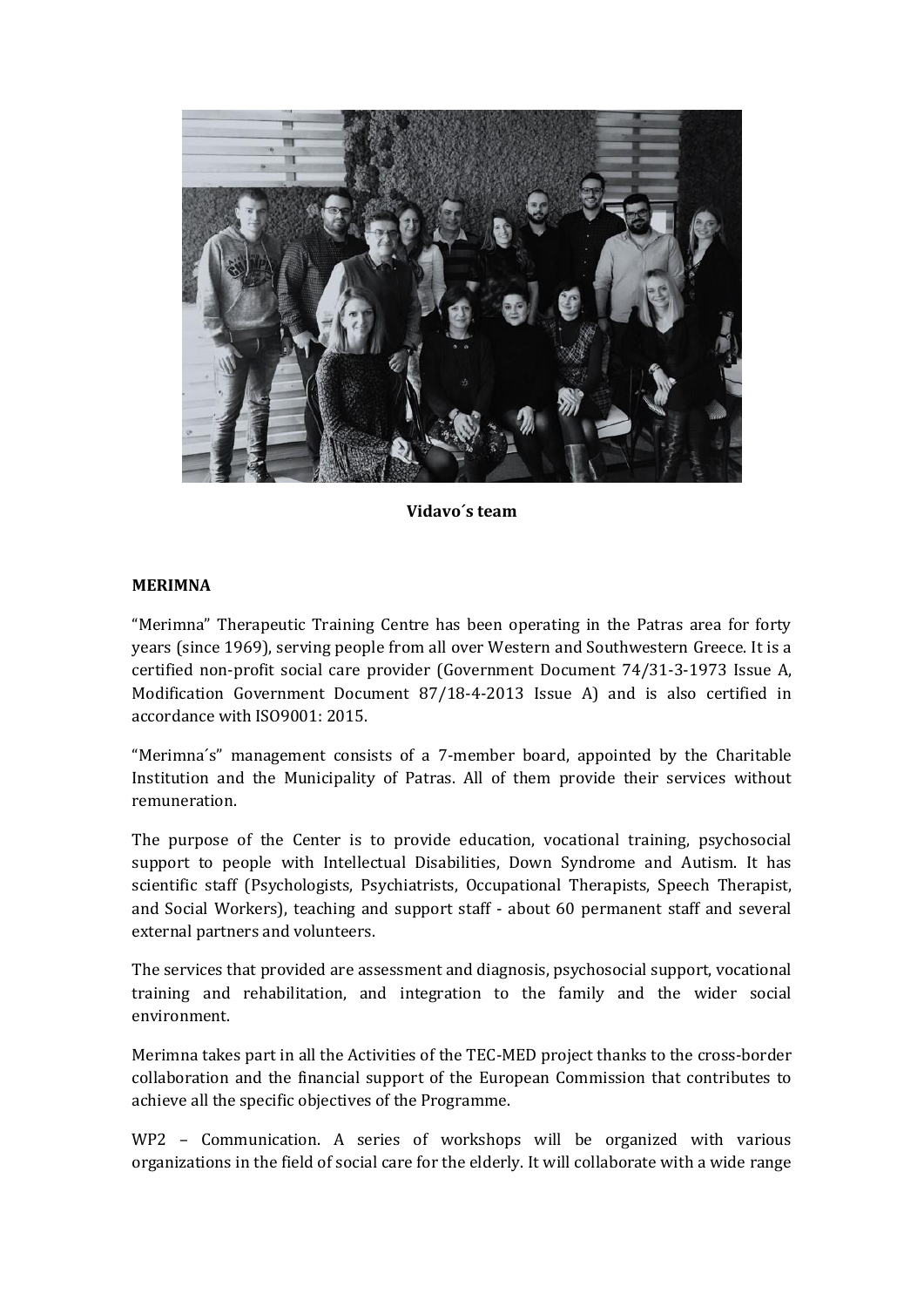**Vidavo´s team**

**MERIMNA**

“Merimna” Therapeutic Training Centre has been operating in the Patras area for forty years (since 1969), serving people from all over Western and Southwestern Greece. It is a certified non-profit social care provider (Government Document 74/31-3-1973 Issue A, Modification Government Document 87/18-4-2013 Issue A) and is also certified in accordance with ISO9001: 2015.

“Merimna´s” management consists of a 7-member board, appointed by the Charitable Institution and the Municipality of Patras. All of them provide their services without remuneration.

The purpose of the Center is to provide education, vocational training, psychosocial support to people with Intellectual Disabilities, Down Syndrome and Autism. It has scientific staff (Psychologists, Psychiatrists, Occupational Therapists, Speech Therapist, and Social Workers), teaching and support staff - about 60 permanent staff and several external partners and volunteers.

The services that provided are assessment and diagnosis, psychosocial support, vocational training and rehabilitation, and integration to the family and the wider social environment.

Merimna takes part in all the Activities of the TEC-MED project thanks to the cross-border collaboration and the financial support of the European Commission that contributes to achieve all the specific objectives of the Programme.

WP2 – Communication. A series of workshops will be organized with various organizations in the field of social care for the elderly. It will collaborate with a wide range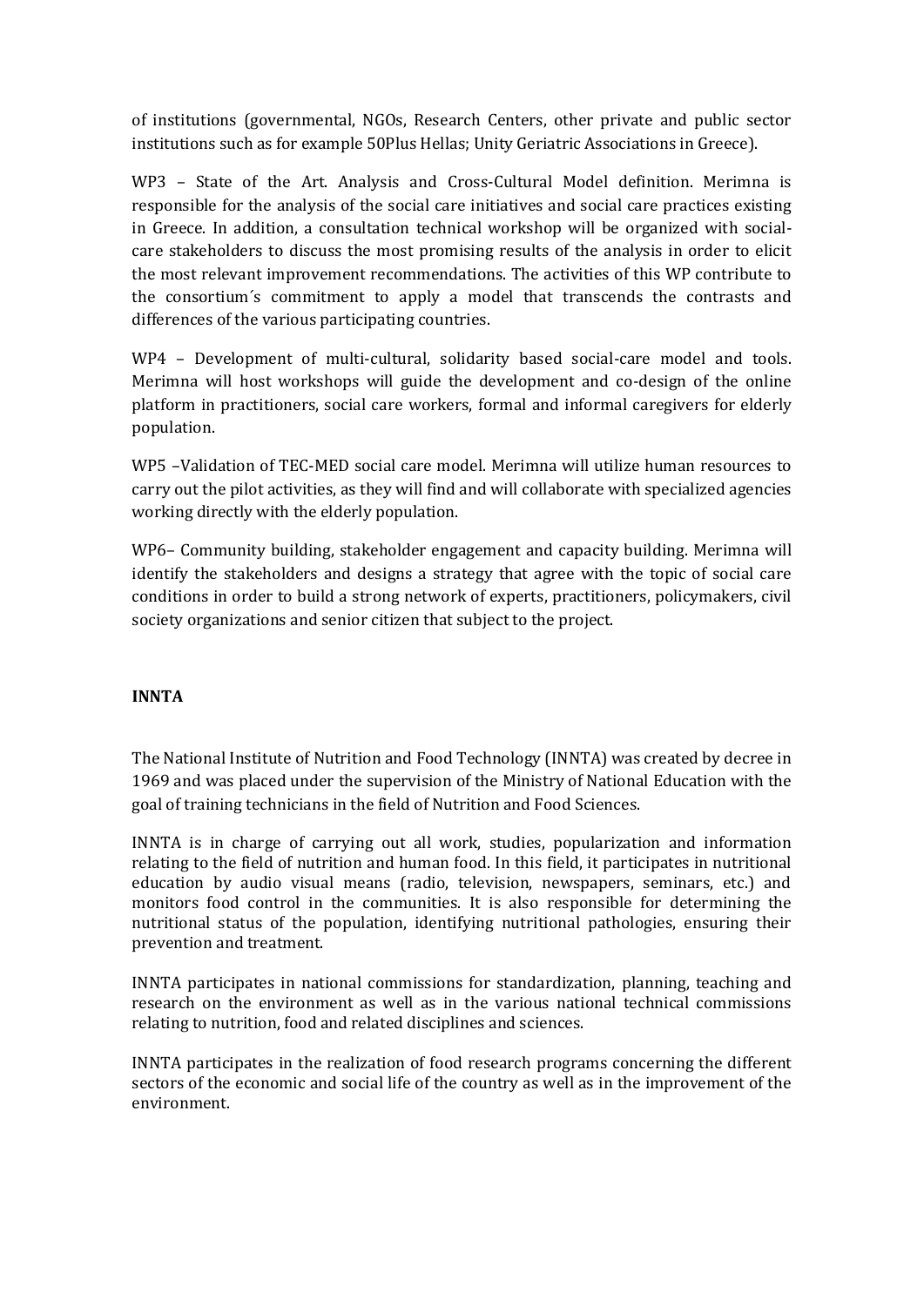of institutions (governmental, NGOs, Research Centers, other private and public sector institutions such as for example 50Plus Hellas; Unity Geriatric Associations in Greece).

WP3 – State of the Art. Analysis and Cross-Cultural Model definition. Merimna is responsible for the analysis of the social care initiatives and social care practices existing in Greece. In addition, a consultation technical workshop will be organized with social-care stakeholders to discuss the most promising results of the analysis in order to elicit the most relevant improvement recommendations. The activities of this WP contribute to the consortium´s commitment to apply a model that transcends the contrasts and differences of the various participating countries.

WP4 – Development of multi-cultural, solidarity based social-care model and tools. Merimna will host workshops will guide the development and co-design of the online platform in practitioners, social care workers, formal and informal caregivers for elderly population.

WP5 –Validation of TEC-MED social care model. Merimna will utilize human resources to carry out the pilot activities, as they will find and will collaborate with specialized agencies working directly with the elderly population.

WP6– Community building, stakeholder engagement and capacity building. Merimna will identify the stakeholders and designs a strategy that agree with the topic of social care conditions in order to build a strong network of experts, practitioners, policymakers, civil society organizations and senior citizen that subject to the project.

**INNTA**

The National Institute of Nutrition and Food Technology (INNTA) was created by decree in 1969 and was placed under the supervision of the Ministry of National Education with the goal of training technicians in the field of Nutrition and Food Sciences.

INNTA is in charge of carrying out all work, studies, popularization and information relating to the field of nutrition and human food. In this field, it participates in nutritional education by audio visual means (radio, television, newspapers, seminars, etc.) and monitors food control in the communities. It is also responsible for determining the nutritional status of the population, identifying nutritional pathologies, ensuring their prevention and treatment.

INNTA participates in national commissions for standardization, planning, teaching and research on the environment as well as in the various national technical commissions relating to nutrition, food and related disciplines and sciences.

INNTA participates in the realization of food research programs concerning the different sectors of the economic and social life of the country as well as in the improvement of the environment.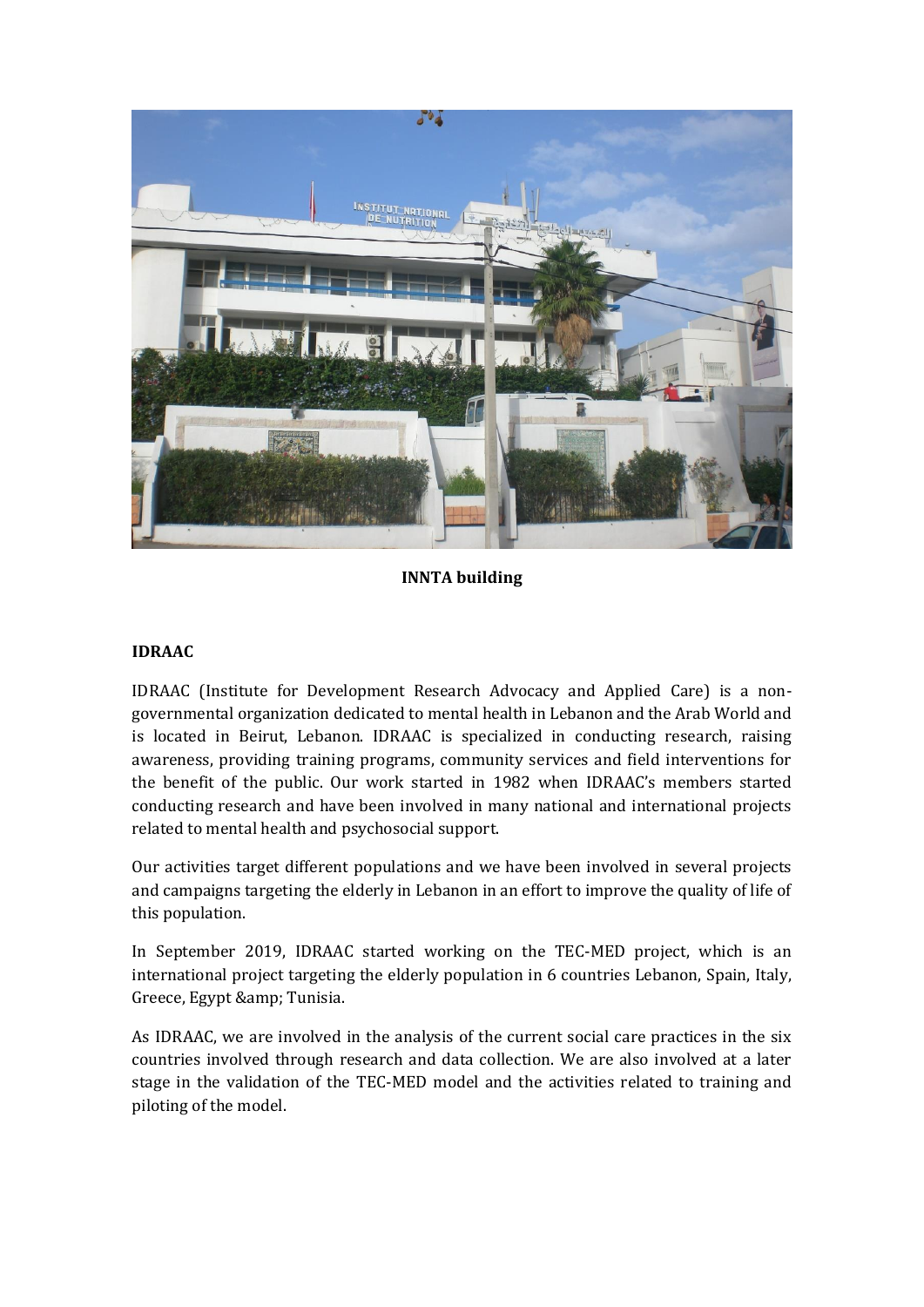**INNTA building**

**IDRAAC**

IDRAAC (Institute for Development Research Advocacy and Applied Care) is a non-governmental organization dedicated to mental health in Lebanon and the Arab World and is located in Beirut, Lebanon. IDRAAC is specialized in conducting research, raising awareness, providing training programs, community services and field interventions for the benefit of the public. Our work started in 1982 when IDRAAC's members started conducting research and have been involved in many national and international projects related to mental health and psychosocial support.

Our activities target different populations and we have been involved in several projects and campaigns targeting the elderly in Lebanon in an effort to improve the quality of life of this population.

In September 2019, IDRAAC started working on the TEC-MED project, which is an international project targeting the elderly population in 6 countries Lebanon, Spain, Italy, Greece, Egypt &amp; Tunisia.

As IDRAAC, we are involved in the analysis of the current social care practices in the six countries involved through research and data collection. We are also involved at a later stage in the validation of the TEC-MED model and the activities related to training and piloting of the model.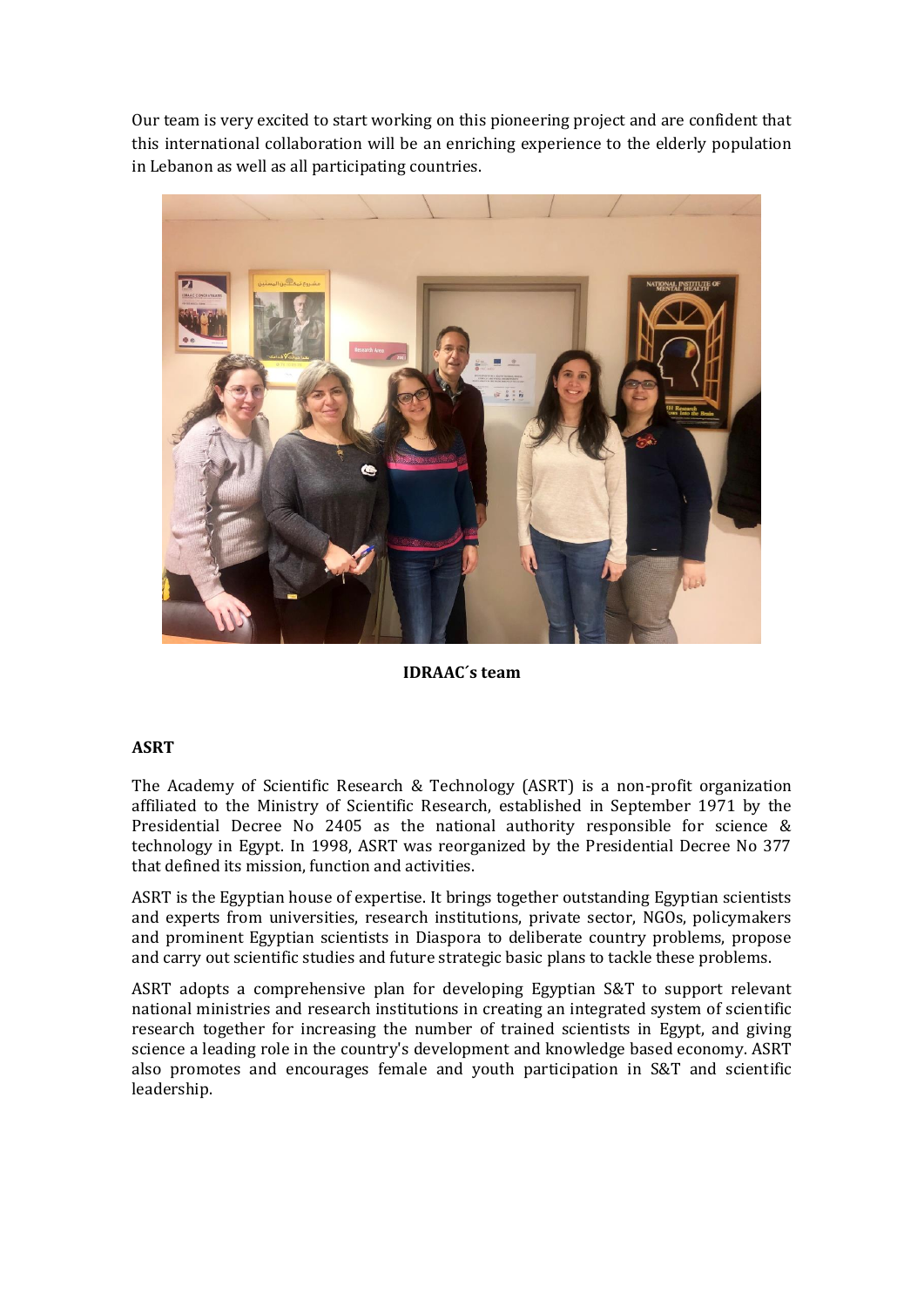Our team is very excited to start working on this pioneering project and are confident that this international collaboration will be an enriching experience to the elderly population in Lebanon as well as all participating countries.

**IDRAAC´s team**

### ASRT

The Academy of Scientific Research & Technology (ASRT) is a non-profit organization affiliated to the Ministry of Scientific Research, established in September 1971 by the Presidential Decree No 2405 as the national authority responsible for science & technology in Egypt. In 1998, ASRT was reorganized by the Presidential Decree No 377 that defined its mission, function and activities.

ASRT is the Egyptian house of expertise. It brings together outstanding Egyptian scientists and experts from universities, research institutions, private sector, NGOs, policymakers and prominent Egyptian scientists in Diaspora to deliberate country problems, propose and carry out scientific studies and future strategic basic plans to tackle these problems.

ASRT adopts a comprehensive plan for developing Egyptian S&T to support relevant national ministries and research institutions in creating an integrated system of scientific research together for increasing the number of trained scientists in Egypt, and giving science a leading role in the country's development and knowledge based economy. ASRT also promotes and encourages female and youth participation in S&T and scientific leadership.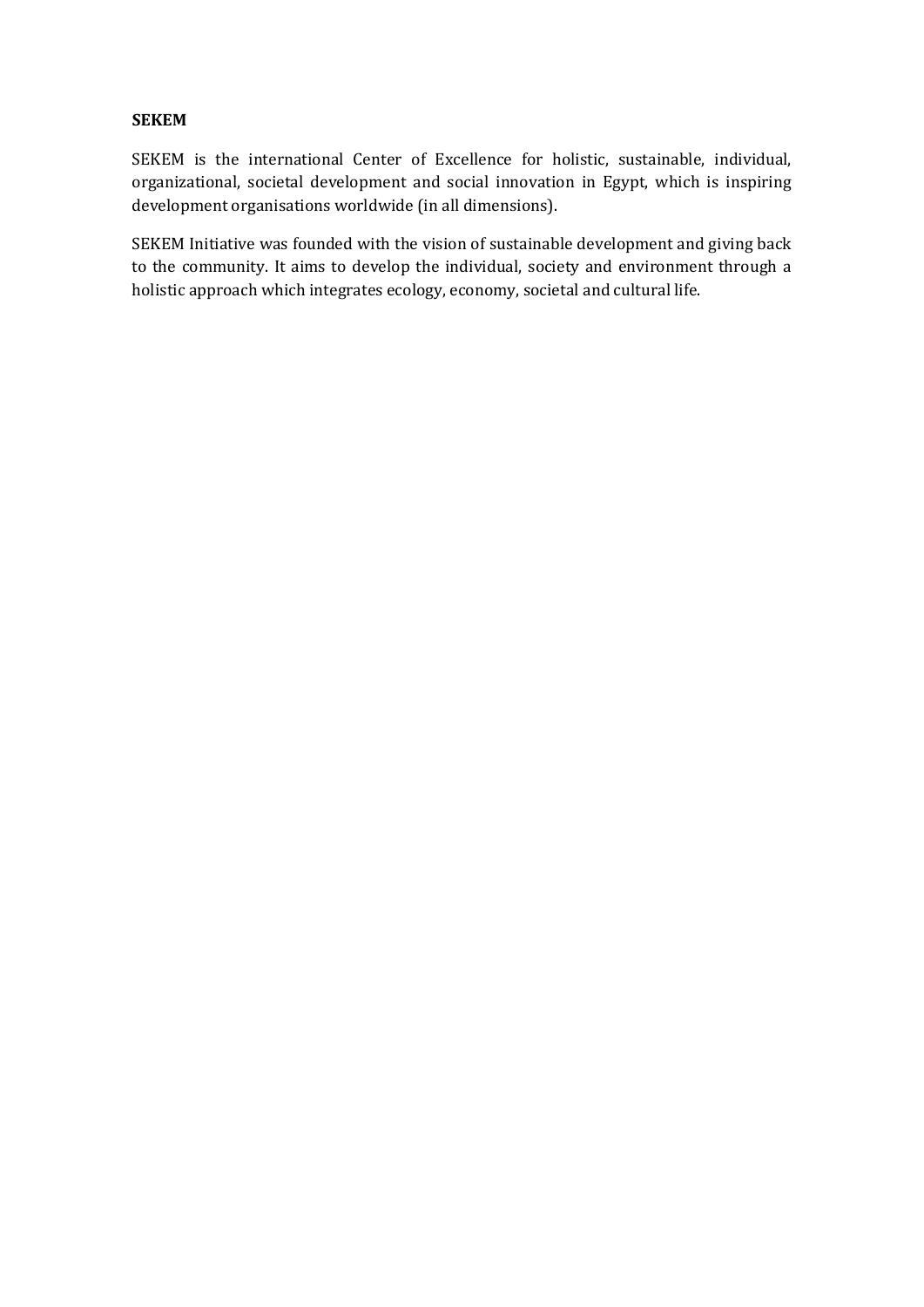**SEKEM**

SEKEM is the international Center of Excellence for holistic, sustainable, individual, organizational, societal development and social innovation in Egypt, which is inspiring development organisations worldwide (in all dimensions).

SEKEM Initiative was founded with the vision of sustainable development and giving back to the community. It aims to develop the individual, society and environment through a holistic approach which integrates ecology, economy, societal and cultural life.